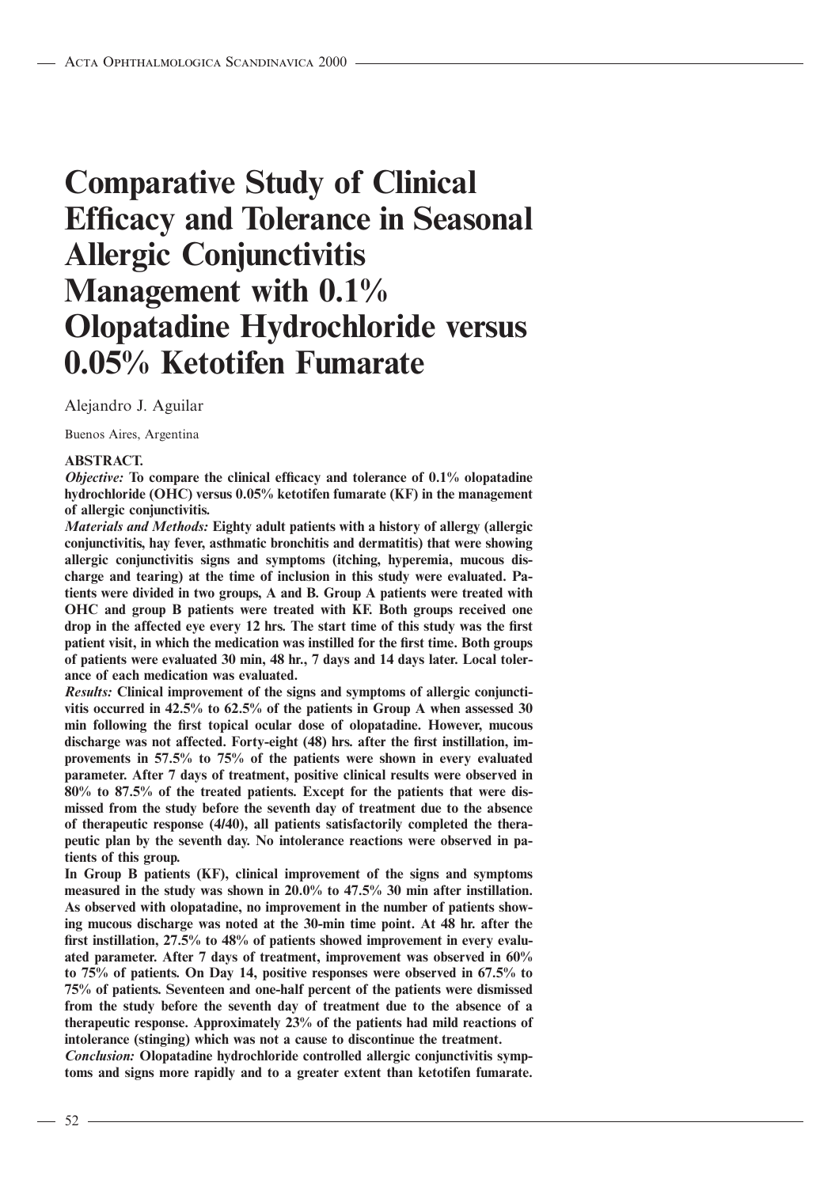# Comparative Study of Clinical Efficacy and Tolerance in Seasonal Allergic Conjunctivitis Management with 0.1% Olopatadine Hydrochloride versus 0.05% Ketotifen Fumarate

Alejandro J. Aguilar

Buenos Aires, Argentina

**ABSTRACT.**

***Objective:*** **To compare the clinical efficacy and tolerance of 0.1% olopatadine hydrochloride (OHC) versus 0.05% ketotifen fumarate (KF) in the management of allergic conjunctivitis.**

***Materials and Methods:*** **Eighty adult patients with a history of allergy (allergic conjunctivitis, hay fever, asthmatic bronchitis and dermatitis) that were showing allergic conjunctivitis signs and symptoms (itching, hyperemia, mucous discharge and tearing) at the time of inclusion in this study were evaluated. Patients were divided in two groups, A and B. Group A patients were treated with OHC and group B patients were treated with KF. Both groups received one drop in the affected eye every 12 hrs. The start time of this study was the first patient visit, in which the medication was instilled for the first time. Both groups of patients were evaluated 30 min, 48 hr., 7 days and 14 days later. Local tolerance of each medication was evaluated.**

***Results:*** **Clinical improvement of the signs and symptoms of allergic conjunctivitis occurred in 42.5% to 62.5% of the patients in Group A when assessed 30 min following the first topical ocular dose of olopatadine. However, mucous discharge was not affected. Forty-eight (48) hrs. after the first instillation, improvements in 57.5% to 75% of the patients were shown in every evaluated parameter. After 7 days of treatment, positive clinical results were observed in 80% to 87.5% of the treated patients. Except for the patients that were dismissed from the study before the seventh day of treatment due to the absence of therapeutic response (4/40), all patients satisfactorily completed the therapeutic plan by the seventh day. No intolerance reactions were observed in patients of this group.**

**In Group B patients (KF), clinical improvement of the signs and symptoms measured in the study was shown in 20.0% to 47.5% 30 min after instillation. As observed with olopatadine, no improvement in the number of patients showing mucous discharge was noted at the 30-min time point. At 48 hr. after the first instillation, 27.5% to 48% of patients showed improvement in every evaluated parameter. After 7 days of treatment, improvement was observed in 60% to 75% of patients. On Day 14, positive responses were observed in 67.5% to 75% of patients. Seventeen and one-half percent of the patients were dismissed from the study before the seventh day of treatment due to the absence of a therapeutic response. Approximately 23% of the patients had mild reactions of intolerance (stinging) which was not a cause to discontinue the treatment.**

***Conclusion:*** **Olopatadine hydrochloride controlled allergic conjunctivitis symptoms and signs more rapidly and to a greater extent than ketotifen fumarate.**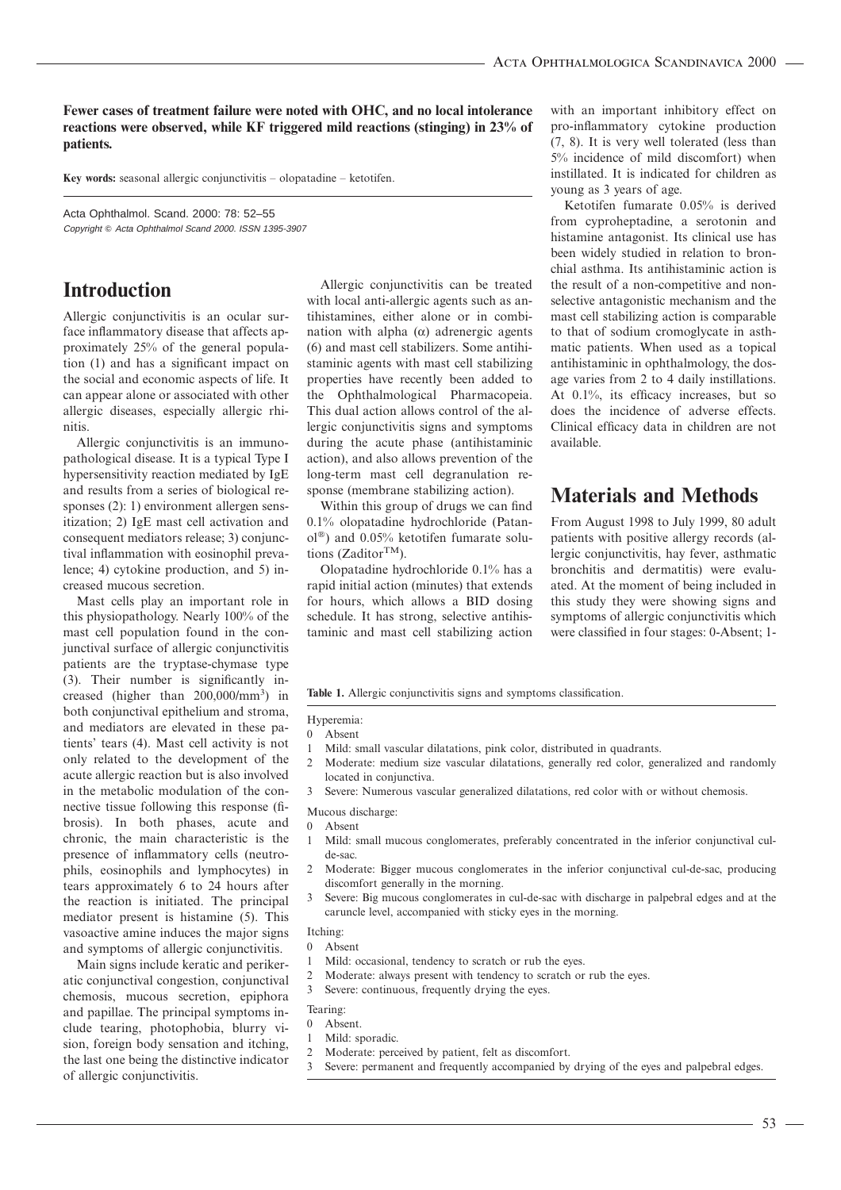**Fewer cases of treatment failure were noted with OHC, and no local intolerance reactions were observed, while KF triggered mild reactions (stinging) in 23% of patients.**

**Key words:** seasonal allergic conjunctivitis – olopatadine – ketotifen.

Acta Ophthalmol. Scand. 2000: 78: 52–55
*Copyright © Acta Ophthalmol Scand 2000. ISSN 1395-3907*

# Introduction

Allergic conjunctivitis is an ocular surface inflammatory disease that affects approximately 25% of the general population (1) and has a significant impact on the social and economic aspects of life. It can appear alone or associated with other allergic diseases, especially allergic rhinitis.

Allergic conjunctivitis is an immunopathological disease. It is a typical Type I hypersensitivity reaction mediated by IgE and results from a series of biological responses (2): 1) environment allergen sensitization; 2) IgE mast cell activation and consequent mediators release; 3) conjunctival inflammation with eosinophil prevalence; 4) cytokine production, and 5) increased mucous secretion.

Mast cells play an important role in this physiopathology. Nearly 100% of the mast cell population found in the conjunctival surface of allergic conjunctivitis patients are the tryptase-chymase type (3). Their number is significantly increased (higher than 200,000/mm$^3$) in both conjunctival epithelium and stroma, and mediators are elevated in these patients' tears (4). Mast cell activity is not only related to the development of the acute allergic reaction but is also involved in the metabolic modulation of the connective tissue following this response (fibrosis). In both phases, acute and chronic, the main characteristic is the presence of inflammatory cells (neutrophils, eosinophils and lymphocytes) in tears approximately 6 to 24 hours after the reaction is initiated. The principal mediator present is histamine (5). This vasoactive amine induces the major signs and symptoms of allergic conjunctivitis.

Main signs include keratic and perikeratic conjunctival congestion, conjunctival chemosis, mucous secretion, epiphora and papillae. The principal symptoms include tearing, photophobia, blurry vision, foreign body sensation and itching, the last one being the distinctive indicator of allergic conjunctivitis.

Allergic conjunctivitis can be treated with local anti-allergic agents such as antihistamines, either alone or in combination with alpha (α) adrenergic agents (6) and mast cell stabilizers. Some antihistaminic agents with mast cell stabilizing properties have recently been added to the Ophthalmological Pharmacopeia. This dual action allows control of the allergic conjunctivitis signs and symptoms during the acute phase (antihistaminic action), and also allows prevention of the long-term mast cell degranulation response (membrane stabilizing action).

Within this group of drugs we can find 0.1% olopatadine hydrochloride (Patanol®) and 0.05% ketotifen fumarate solutions (Zaditor™).

Olopatadine hydrochloride 0.1% has a rapid initial action (minutes) that extends for hours, which allows a BID dosing schedule. It has strong, selective antihistaminic and mast cell stabilizing action with an important inhibitory effect on pro-inflammatory cytokine production (7, 8). It is very well tolerated (less than 5% incidence of mild discomfort) when instillated. It is indicated for children as young as 3 years of age.

Ketotifen fumarate 0.05% is derived from cyproheptadine, a serotonin and histamine antagonist. Its clinical use has been widely studied in relation to bronchial asthma. Its antihistaminic action is the result of a non-competitive and non-selective antagonistic mechanism and the mast cell stabilizing action is comparable to that of sodium cromoglycate in asthmatic patients. When used as a topical antihistaminic in ophthalmology, the dosage varies from 2 to 4 daily installations. At 0.1%, its efficacy increases, but so does the incidence of adverse effects. Clinical efficacy data in children are not available.

# Materials and Methods

From August 1998 to July 1999, 80 adult patients with positive allergy records (allergic conjunctivitis, hay fever, asthmatic bronchitis and dermatitis) were evaluated. At the moment of being included in this study they were showing signs and symptoms of allergic conjunctivitis which were classified in four stages: 0-Absent; 1-

**Table 1.** Allergic conjunctivitis signs and symptoms classification.

Hyperemia:
0 Absent
1 Mild: small vascular dilatations, pink color, distributed in quadrants.
2 Moderate: medium size vascular dilatations, generally red color, generalized and randomly located in conjunctiva.
3 Severe: Numerous vascular generalized dilatations, red color with or without chemosis.

Mucous discharge:
0 Absent
1 Mild: small mucous conglomerates, preferably concentrated in the inferior conjunctival cul-de-sac.
2 Moderate: Bigger mucous conglomerates in the inferior conjunctival cul-de-sac, producing discomfort generally in the morning.
3 Severe: Big mucous conglomerates in cul-de-sac with discharge in palpebral edges and at the caruncle level, accompanied with sticky eyes in the morning.

Itching:
0 Absent
1 Mild: occasional, tendency to scratch or rub the eyes.
2 Moderate: always present with tendency to scratch or rub the eyes.
3 Severe: continuous, frequently drying the eyes.

Tearing:
0 Absent.
1 Mild: sporadic.
2 Moderate: perceived by patient, felt as discomfort.
3 Severe: permanent and frequently accompanied by drying of the eyes and palpebral edges.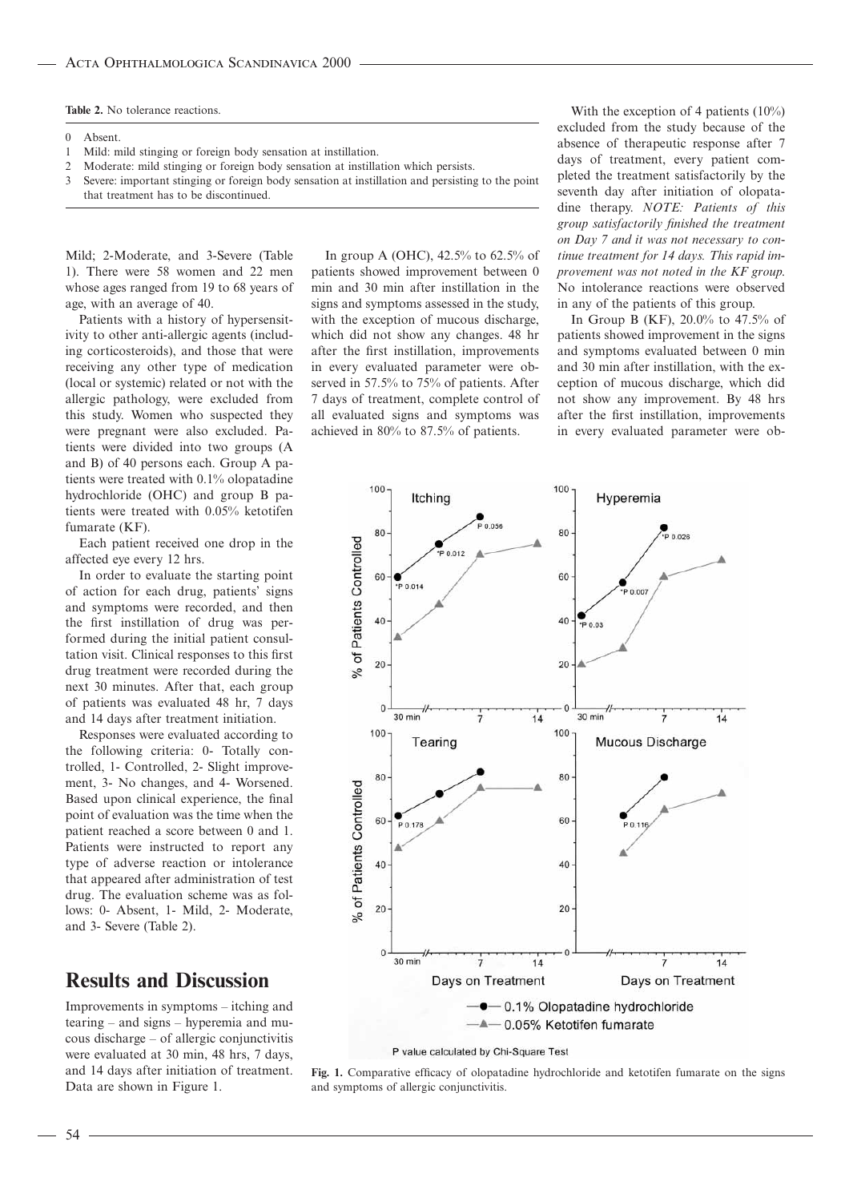**Table 2.** No tolerance reactions.

| | |
|---|---|
| 0 | Absent. |
| 1 | Mild: mild stinging or foreign body sensation at instillation. |
| 2 | Moderate: mild stinging or foreign body sensation at instillation which persists. |
| 3 | Severe: important stinging or foreign body sensation at instillation and persisting to the point that treatment has to be discontinued. |

Mild; 2-Moderate, and 3-Severe (Table 1). There were 58 women and 22 men whose ages ranged from 19 to 68 years of age, with an average of 40.

Patients with a history of hypersensitivity to other anti-allergic agents (including corticosteroids), and those that were receiving any other type of medication (local or systemic) related or not with the allergic pathology, were excluded from this study. Women who suspected they were pregnant were also excluded. Patients were divided into two groups (A and B) of 40 persons each. Group A patients were treated with 0.1% olopatadine hydrochloride (OHC) and group B patients were treated with 0.05% ketotifen fumarate (KF).

Each patient received one drop in the affected eye every 12 hrs.

In order to evaluate the starting point of action for each drug, patients' signs and symptoms were recorded, and then the first instillation of drug was performed during the initial patient consultation visit. Clinical responses to this first drug treatment were recorded during the next 30 minutes. After that, each group of patients was evaluated 48 hr, 7 days and 14 days after treatment initiation.

Responses were evaluated according to the following criteria: 0- Totally controlled, 1- Controlled, 2- Slight improvement, 3- No changes, and 4- Worsened. Based upon clinical experience, the final point of evaluation was the time when the patient reached a score between 0 and 1. Patients were instructed to report any type of adverse reaction or intolerance that appeared after administration of test drug. The evaluation scheme was as follows: 0- Absent, 1- Mild, 2- Moderate, and 3- Severe (Table 2).

## Results and Discussion

Improvements in symptoms – itching and tearing – and signs – hyperemia and mucous discharge – of allergic conjunctivitis were evaluated at 30 min, 48 hrs, 7 days, and 14 days after initiation of treatment. Data are shown in Figure 1.

In group A (OHC), 42.5% to 62.5% of patients showed improvement between 0 min and 30 min after instillation in the signs and symptoms assessed in the study, with the exception of mucous discharge, which did not show any changes. 48 hr after the first instillation, improvements in every evaluated parameter were observed in 57.5% to 75% of patients. After 7 days of treatment, complete control of all evaluated signs and symptoms was achieved in 80% to 87.5% of patients.

With the exception of 4 patients (10%) excluded from the study because of the absence of therapeutic response after 7 days of treatment, every patient completed the treatment satisfactorily by the seventh day after initiation of olopatadine therapy. *NOTE: Patients of this group satisfactorily finished the treatment on Day 7 and it was not necessary to continue treatment for 14 days. This rapid improvement was not noted in the KF group.* No intolerance reactions were observed in any of the patients of this group.

In Group B (KF), 20.0% to 47.5% of patients showed improvement in the signs and symptoms evaluated between 0 min and 30 min after instillation, with the exception of mucous discharge, which did not show any improvement. By 48 hrs after the first instillation, improvements in every evaluated parameter were ob-

**Fig. 1.** Comparative efficacy of olopatadine hydrochloride and ketotifen fumarate on the signs and symptoms of allergic conjunctivitis.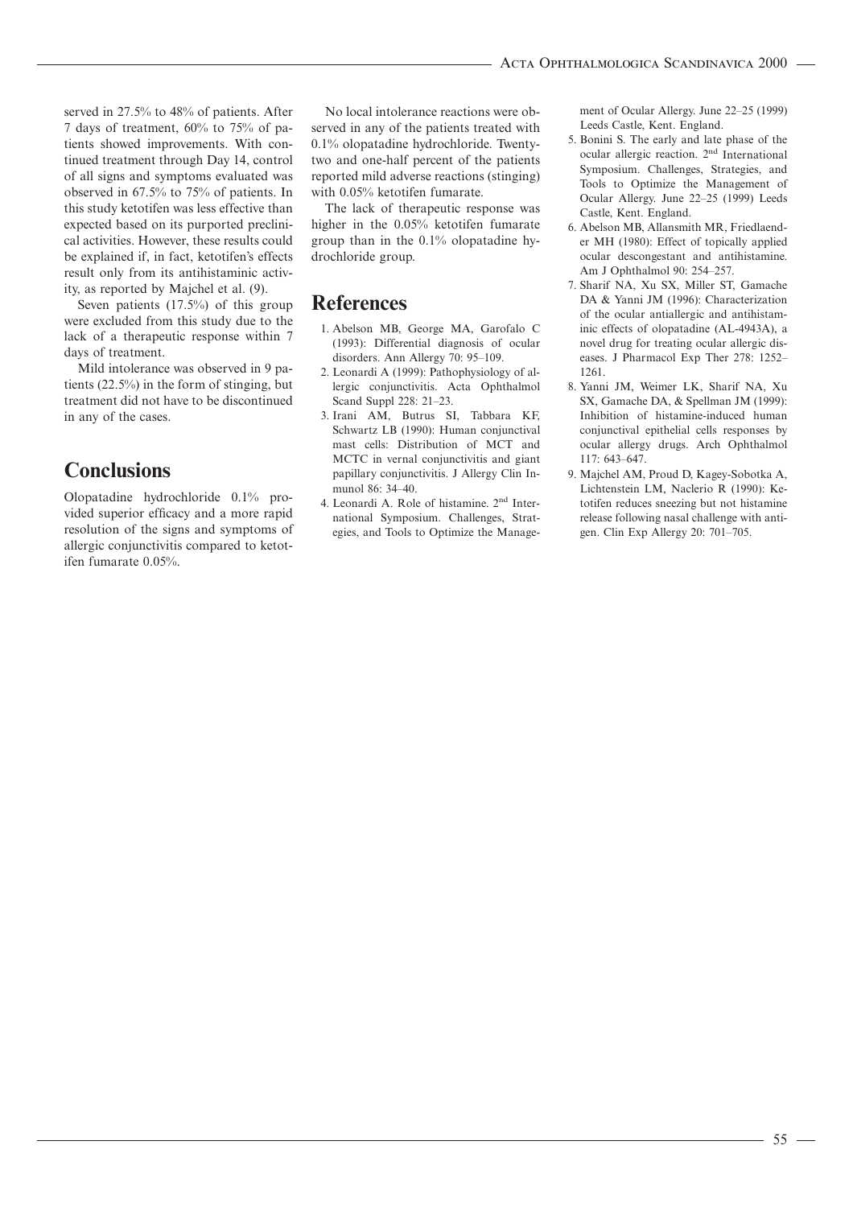served in 27.5% to 48% of patients. After 7 days of treatment, 60% to 75% of patients showed improvements. With continued treatment through Day 14, control of all signs and symptoms evaluated was observed in 67.5% to 75% of patients. In this study ketotifen was less effective than expected based on its purported preclinical activities. However, these results could be explained if, in fact, ketotifen's effects result only from its antihistaminic activity, as reported by Majchel et al. (9).

Seven patients (17.5%) of this group were excluded from this study due to the lack of a therapeutic response within 7 days of treatment.

Mild intolerance was observed in 9 patients (22.5%) in the form of stinging, but treatment did not have to be discontinued in any of the cases.

## Conclusions

Olopatadine hydrochloride 0.1% provided superior efficacy and a more rapid resolution of the signs and symptoms of allergic conjunctivitis compared to ketotifen fumarate 0.05%.

No local intolerance reactions were observed in any of the patients treated with 0.1% olopatadine hydrochloride. Twenty-two and one-half percent of the patients reported mild adverse reactions (stinging) with 0.05% ketotifen fumarate.

The lack of therapeutic response was higher in the 0.05% ketotifen fumarate group than in the 0.1% olopatadine hydrochloride group.

## References

1. Abelson MB, George MA, Garofalo C (1993): Differential diagnosis of ocular disorders. Ann Allergy 70: 95–109.
2. Leonardi A (1999): Pathophysiology of allergic conjunctivitis. Acta Ophthalmol Scand Suppl 228: 21–23.
3. Irani AM, Butrus SI, Tabbara KF, Schwartz LB (1990): Human conjunctival mast cells: Distribution of MCT and MCTC in vernal conjunctivitis and giant papillary conjunctivitis. J Allergy Clin Inmunol 86: 34–40.
4. Leonardi A. Role of histamine. 2nd International Symposium. Challenges, Strategies, and Tools to Optimize the Management of Ocular Allergy. June 22–25 (1999) Leeds Castle, Kent. England.
5. Bonini S. The early and late phase of the ocular allergic reaction. 2nd International Symposium. Challenges, Strategies, and Tools to Optimize the Management of Ocular Allergy. June 22–25 (1999) Leeds Castle, Kent. England.
6. Abelson MB, Allansmith MR, Friedlaender MH (1980): Effect of topically applied ocular descongestant and antihistamine. Am J Ophthalmol 90: 254–257.
7. Sharif NA, Xu SX, Miller ST, Gamache DA & Yanni JM (1996): Characterization of the ocular antiallergic and antihistaminic effects of olopatadine (AL-4943A), a novel drug for treating ocular allergic diseases. J Pharmacol Exp Ther 278: 1252–1261.
8. Yanni JM, Weimer LK, Sharif NA, Xu SX, Gamache DA, & Spellman JM (1999): Inhibition of histamine-induced human conjunctival epithelial cells responses by ocular allergy drugs. Arch Ophthalmol 117: 643–647.
9. Majchel AM, Proud D, Kagey-Sobotka A, Lichtenstein LM, Naclerio R (1990): Ketotifen reduces sneezing but not histamine release following nasal challenge with antigen. Clin Exp Allergy 20: 701–705.